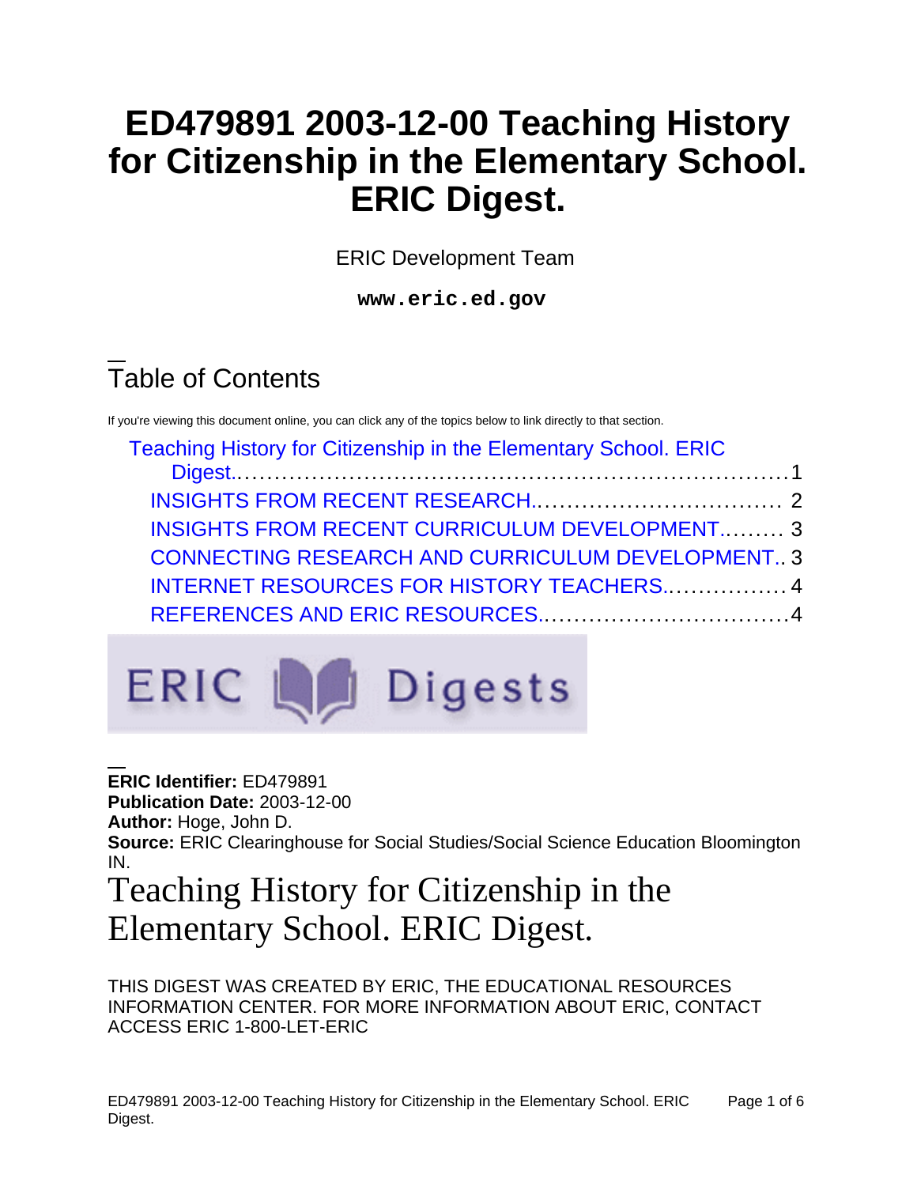# ED479891 2003-12-00 Teaching History for Citizenship in the Elementary School. ERIC Digest.

ERIC Development Team

**www.eric.ed.gov**

## Table of Contents

If you're viewing this document online, you can click any of the topics below to link directly to that section.

- Teaching History for Citizenship in the Elementary School. ERIC Digest....................1
  - INSIGHTS FROM RECENT RESEARCH.................................. 2
  - INSIGHTS FROM RECENT CURRICULUM DEVELOPMENT......... 3
  - CONNECTING RESEARCH AND CURRICULUM DEVELOPMENT.. 3
  - INTERNET RESOURCES FOR HISTORY TEACHERS................. 4
  - REFERENCES AND ERIC RESOURCES.................................. 4

ERIC Digests

**ERIC Identifier:** ED479891
**Publication Date:** 2003-12-00
**Author:** Hoge, John D.
**Source:** ERIC Clearinghouse for Social Studies/Social Science Education Bloomington IN.

# Teaching History for Citizenship in the Elementary School. ERIC Digest.

THIS DIGEST WAS CREATED BY ERIC, THE EDUCATIONAL RESOURCES INFORMATION CENTER. FOR MORE INFORMATION ABOUT ERIC, CONTACT ACCESS ERIC 1-800-LET-ERIC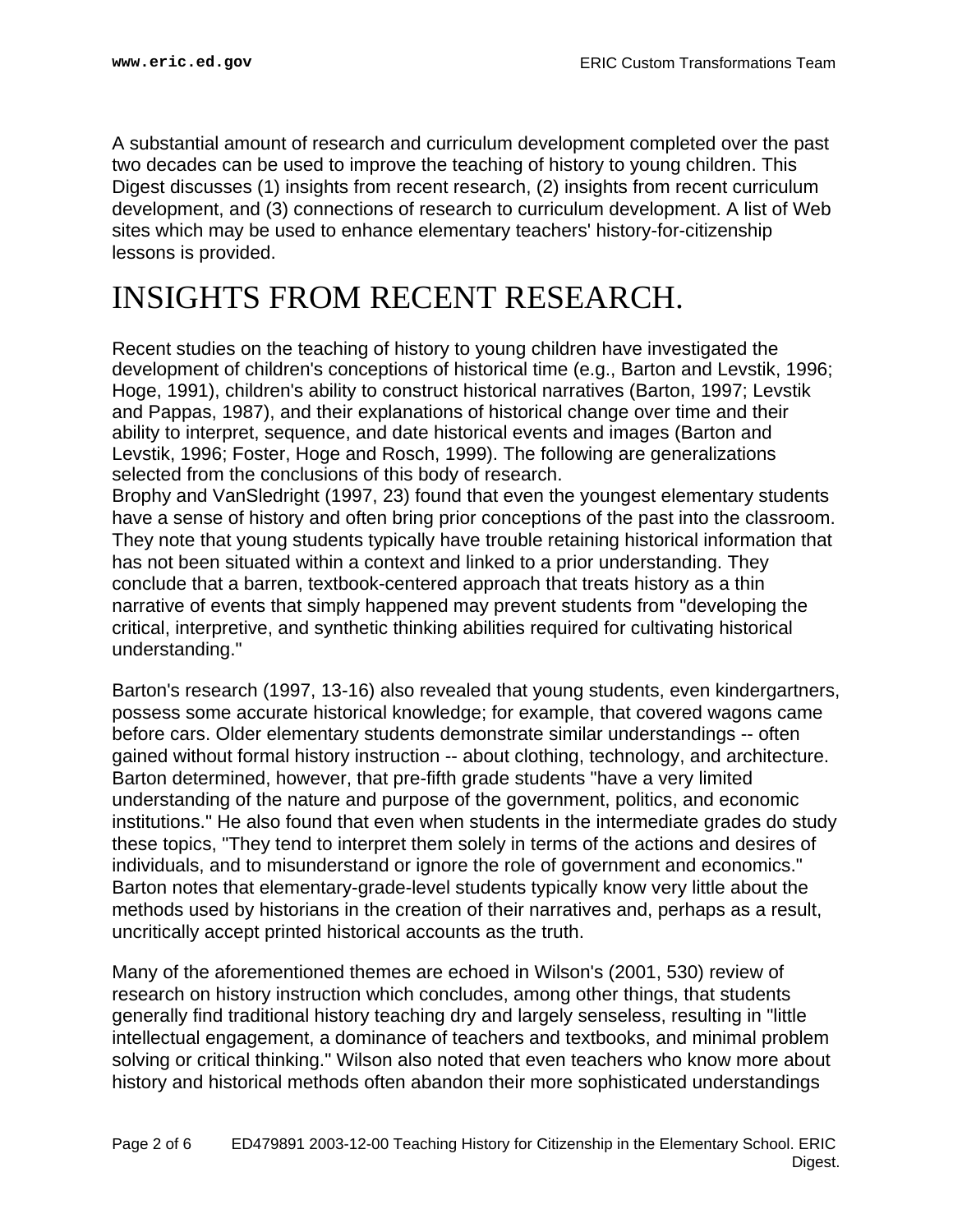A substantial amount of research and curriculum development completed over the past two decades can be used to improve the teaching of history to young children. This Digest discusses (1) insights from recent research, (2) insights from recent curriculum development, and (3) connections of research to curriculum development. A list of Web sites which may be used to enhance elementary teachers' history-for-citizenship lessons is provided.

# INSIGHTS FROM RECENT RESEARCH.

Recent studies on the teaching of history to young children have investigated the development of children's conceptions of historical time (e.g., Barton and Levstik, 1996; Hoge, 1991), children's ability to construct historical narratives (Barton, 1997; Levstik and Pappas, 1987), and their explanations of historical change over time and their ability to interpret, sequence, and date historical events and images (Barton and Levstik, 1996; Foster, Hoge and Rosch, 1999). The following are generalizations selected from the conclusions of this body of research.
Brophy and VanSledright (1997, 23) found that even the youngest elementary students have a sense of history and often bring prior conceptions of the past into the classroom. They note that young students typically have trouble retaining historical information that has not been situated within a context and linked to a prior understanding. They conclude that a barren, textbook-centered approach that treats history as a thin narrative of events that simply happened may prevent students from "developing the critical, interpretive, and synthetic thinking abilities required for cultivating historical understanding."

Barton's research (1997, 13-16) also revealed that young students, even kindergartners, possess some accurate historical knowledge; for example, that covered wagons came before cars. Older elementary students demonstrate similar understandings -- often gained without formal history instruction -- about clothing, technology, and architecture. Barton determined, however, that pre-fifth grade students "have a very limited understanding of the nature and purpose of the government, politics, and economic institutions." He also found that even when students in the intermediate grades do study these topics, "They tend to interpret them solely in terms of the actions and desires of individuals, and to misunderstand or ignore the role of government and economics." Barton notes that elementary-grade-level students typically know very little about the methods used by historians in the creation of their narratives and, perhaps as a result, uncritically accept printed historical accounts as the truth.

Many of the aforementioned themes are echoed in Wilson's (2001, 530) review of research on history instruction which concludes, among other things, that students generally find traditional history teaching dry and largely senseless, resulting in "little intellectual engagement, a dominance of teachers and textbooks, and minimal problem solving or critical thinking." Wilson also noted that even teachers who know more about history and historical methods often abandon their more sophisticated understandings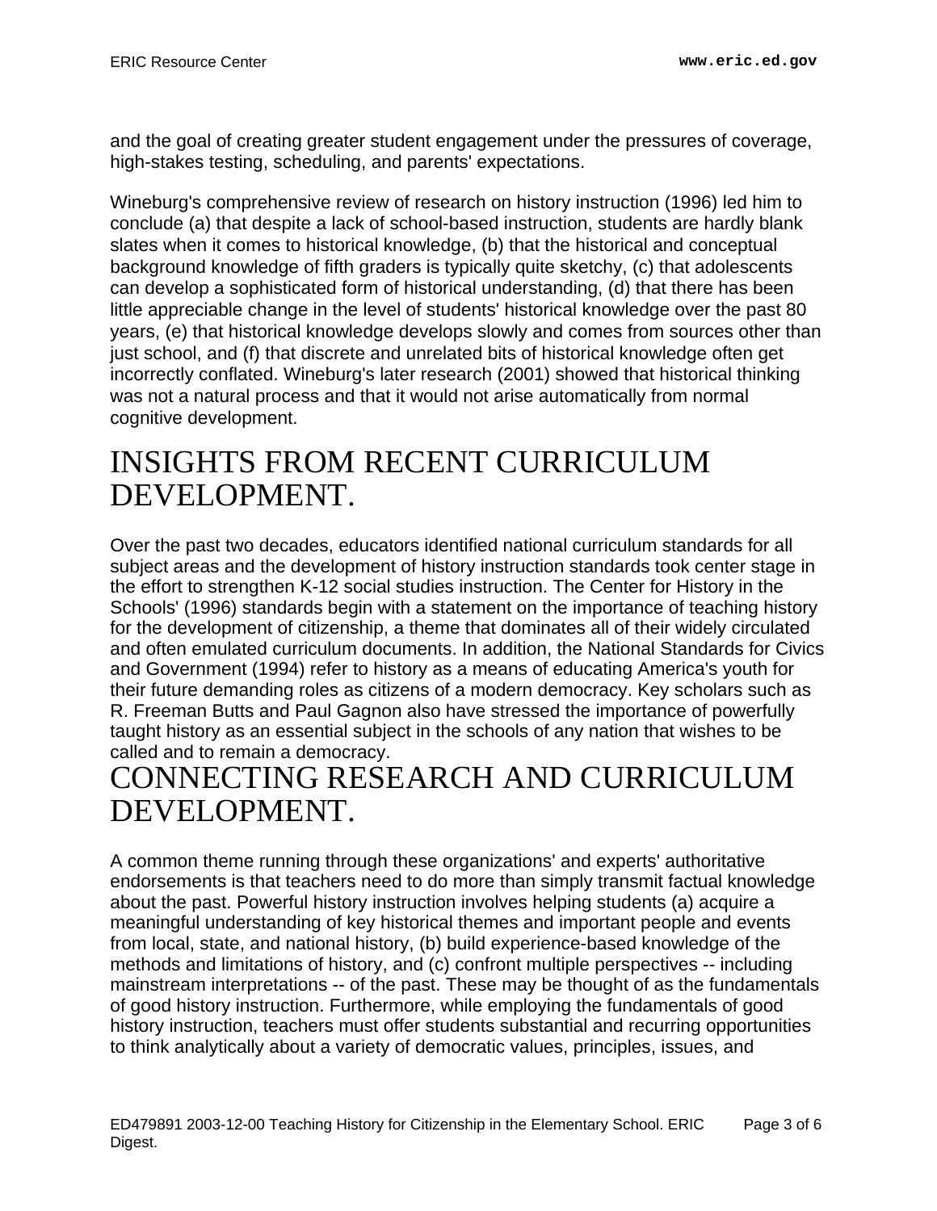and the goal of creating greater student engagement under the pressures of coverage, high-stakes testing, scheduling, and parents' expectations.

Wineburg's comprehensive review of research on history instruction (1996) led him to conclude (a) that despite a lack of school-based instruction, students are hardly blank slates when it comes to historical knowledge, (b) that the historical and conceptual background knowledge of fifth graders is typically quite sketchy, (c) that adolescents can develop a sophisticated form of historical understanding, (d) that there has been little appreciable change in the level of students' historical knowledge over the past 80 years, (e) that historical knowledge develops slowly and comes from sources other than just school, and (f) that discrete and unrelated bits of historical knowledge often get incorrectly conflated. Wineburg's later research (2001) showed that historical thinking was not a natural process and that it would not arise automatically from normal cognitive development.

# INSIGHTS FROM RECENT CURRICULUM DEVELOPMENT.

Over the past two decades, educators identified national curriculum standards for all subject areas and the development of history instruction standards took center stage in the effort to strengthen K-12 social studies instruction. The Center for History in the Schools' (1996) standards begin with a statement on the importance of teaching history for the development of citizenship, a theme that dominates all of their widely circulated and often emulated curriculum documents. In addition, the National Standards for Civics and Government (1994) refer to history as a means of educating America's youth for their future demanding roles as citizens of a modern democracy. Key scholars such as R. Freeman Butts and Paul Gagnon also have stressed the importance of powerfully taught history as an essential subject in the schools of any nation that wishes to be called and to remain a democracy.

# CONNECTING RESEARCH AND CURRICULUM DEVELOPMENT.

A common theme running through these organizations' and experts' authoritative endorsements is that teachers need to do more than simply transmit factual knowledge about the past. Powerful history instruction involves helping students (a) acquire a meaningful understanding of key historical themes and important people and events from local, state, and national history, (b) build experience-based knowledge of the methods and limitations of history, and (c) confront multiple perspectives -- including mainstream interpretations -- of the past. These may be thought of as the fundamentals of good history instruction. Furthermore, while employing the fundamentals of good history instruction, teachers must offer students substantial and recurring opportunities to think analytically about a variety of democratic values, principles, issues, and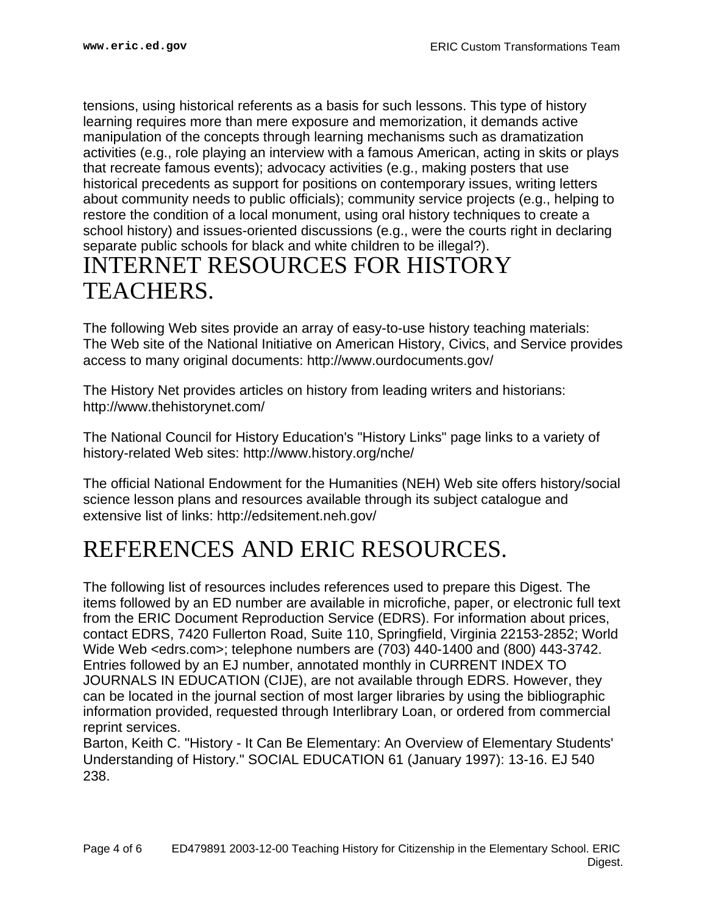tensions, using historical referents as a basis for such lessons. This type of history learning requires more than mere exposure and memorization, it demands active manipulation of the concepts through learning mechanisms such as dramatization activities (e.g., role playing an interview with a famous American, acting in skits or plays that recreate famous events); advocacy activities (e.g., making posters that use historical precedents as support for positions on contemporary issues, writing letters about community needs to public officials); community service projects (e.g., helping to restore the condition of a local monument, using oral history techniques to create a school history) and issues-oriented discussions (e.g., were the courts right in declaring separate public schools for black and white children to be illegal?).

# INTERNET RESOURCES FOR HISTORY TEACHERS.

The following Web sites provide an array of easy-to-use history teaching materials:
The Web site of the National Initiative on American History, Civics, and Service provides access to many original documents: http://www.ourdocuments.gov/

The History Net provides articles on history from leading writers and historians: http://www.thehistorynet.com/

The National Council for History Education's "History Links" page links to a variety of history-related Web sites: http://www.history.org/nche/

The official National Endowment for the Humanities (NEH) Web site offers history/social science lesson plans and resources available through its subject catalogue and extensive list of links: http://edsitement.neh.gov/

# REFERENCES AND ERIC RESOURCES.

The following list of resources includes references used to prepare this Digest. The items followed by an ED number are available in microfiche, paper, or electronic full text from the ERIC Document Reproduction Service (EDRS). For information about prices, contact EDRS, 7420 Fullerton Road, Suite 110, Springfield, Virginia 22153-2852; World Wide Web <edrs.com>; telephone numbers are (703) 440-1400 and (800) 443-3742. Entries followed by an EJ number, annotated monthly in CURRENT INDEX TO JOURNALS IN EDUCATION (CIJE), are not available through EDRS. However, they can be located in the journal section of most larger libraries by using the bibliographic information provided, requested through Interlibrary Loan, or ordered from commercial reprint services.
Barton, Keith C. "History - It Can Be Elementary: An Overview of Elementary Students' Understanding of History." SOCIAL EDUCATION 61 (January 1997): 13-16. EJ 540 238.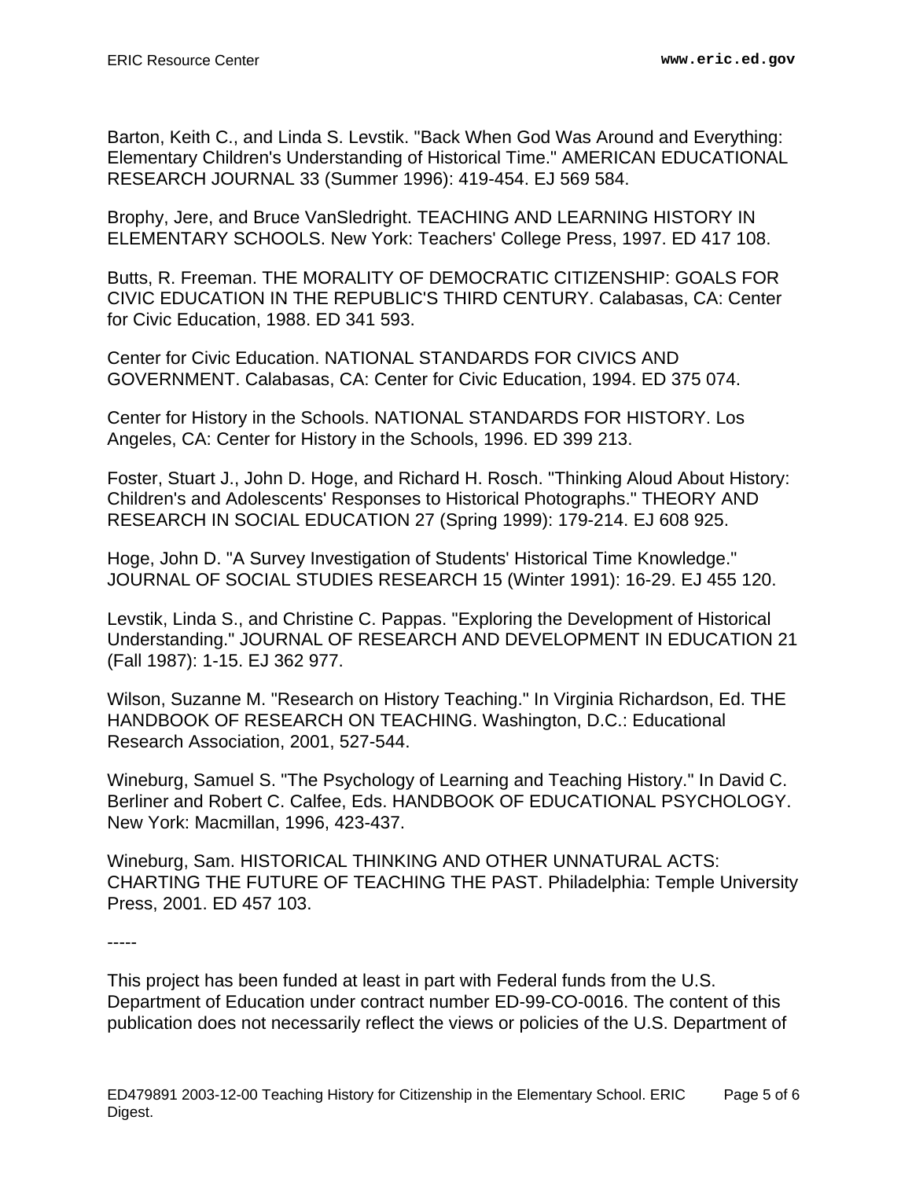Barton, Keith C., and Linda S. Levstik. "Back When God Was Around and Everything: Elementary Children's Understanding of Historical Time." AMERICAN EDUCATIONAL RESEARCH JOURNAL 33 (Summer 1996): 419-454. EJ 569 584.

Brophy, Jere, and Bruce VanSledright. TEACHING AND LEARNING HISTORY IN ELEMENTARY SCHOOLS. New York: Teachers' College Press, 1997. ED 417 108.

Butts, R. Freeman. THE MORALITY OF DEMOCRATIC CITIZENSHIP: GOALS FOR CIVIC EDUCATION IN THE REPUBLIC'S THIRD CENTURY. Calabasas, CA: Center for Civic Education, 1988. ED 341 593.

Center for Civic Education. NATIONAL STANDARDS FOR CIVICS AND GOVERNMENT. Calabasas, CA: Center for Civic Education, 1994. ED 375 074.

Center for History in the Schools. NATIONAL STANDARDS FOR HISTORY. Los Angeles, CA: Center for History in the Schools, 1996. ED 399 213.

Foster, Stuart J., John D. Hoge, and Richard H. Rosch. "Thinking Aloud About History: Children's and Adolescents' Responses to Historical Photographs." THEORY AND RESEARCH IN SOCIAL EDUCATION 27 (Spring 1999): 179-214. EJ 608 925.

Hoge, John D. "A Survey Investigation of Students' Historical Time Knowledge." JOURNAL OF SOCIAL STUDIES RESEARCH 15 (Winter 1991): 16-29. EJ 455 120.

Levstik, Linda S., and Christine C. Pappas. "Exploring the Development of Historical Understanding." JOURNAL OF RESEARCH AND DEVELOPMENT IN EDUCATION 21 (Fall 1987): 1-15. EJ 362 977.

Wilson, Suzanne M. "Research on History Teaching." In Virginia Richardson, Ed. THE HANDBOOK OF RESEARCH ON TEACHING. Washington, D.C.: Educational Research Association, 2001, 527-544.

Wineburg, Samuel S. "The Psychology of Learning and Teaching History." In David C. Berliner and Robert C. Calfee, Eds. HANDBOOK OF EDUCATIONAL PSYCHOLOGY. New York: Macmillan, 1996, 423-437.

Wineburg, Sam. HISTORICAL THINKING AND OTHER UNNATURAL ACTS: CHARTING THE FUTURE OF TEACHING THE PAST. Philadelphia: Temple University Press, 2001. ED 457 103.

-----

This project has been funded at least in part with Federal funds from the U.S. Department of Education under contract number ED-99-CO-0016. The content of this publication does not necessarily reflect the views or policies of the U.S. Department of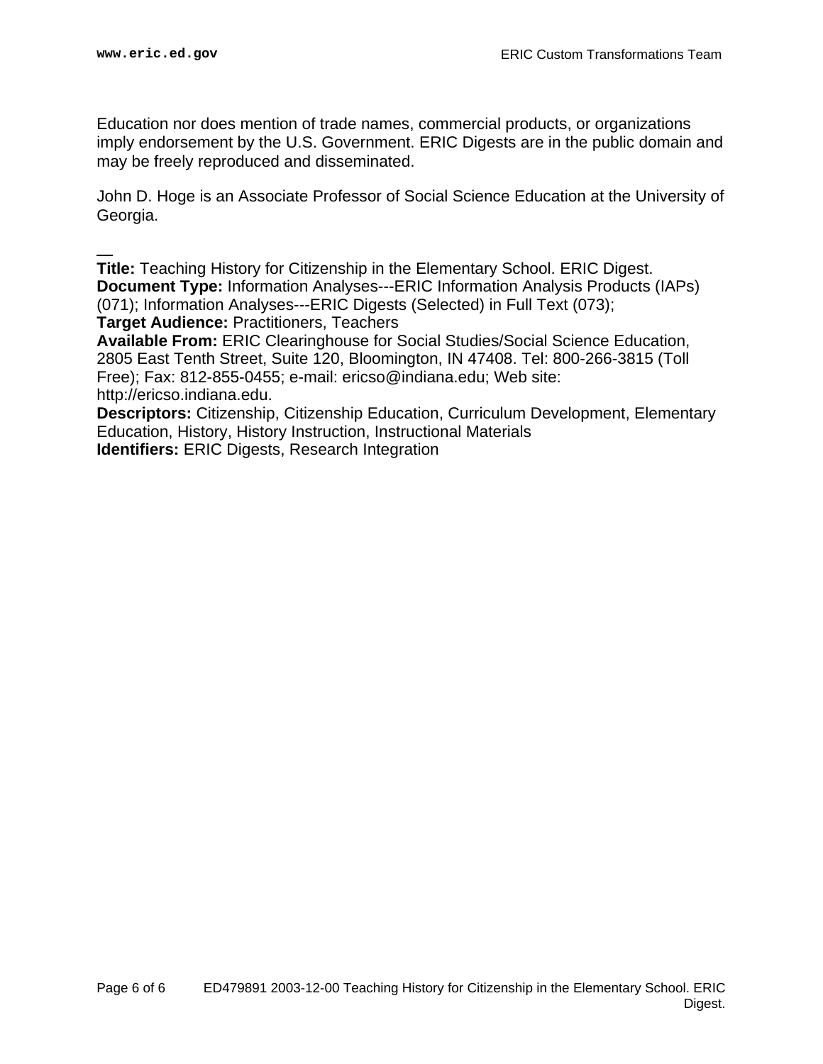Education nor does mention of trade names, commercial products, or organizations imply endorsement by the U.S. Government. ERIC Digests are in the public domain and may be freely reproduced and disseminated.

John D. Hoge is an Associate Professor of Social Science Education at the University of Georgia.

---

**Title:** Teaching History for Citizenship in the Elementary School. ERIC Digest.
**Document Type:** Information Analyses---ERIC Information Analysis Products (IAPs) (071); Information Analyses---ERIC Digests (Selected) in Full Text (073);
**Target Audience:** Practitioners, Teachers
**Available From:** ERIC Clearinghouse for Social Studies/Social Science Education, 2805 East Tenth Street, Suite 120, Bloomington, IN 47408. Tel: 800-266-3815 (Toll Free); Fax: 812-855-0455; e-mail: ericso@indiana.edu; Web site: http://ericso.indiana.edu.
**Descriptors:** Citizenship, Citizenship Education, Curriculum Development, Elementary Education, History, History Instruction, Instructional Materials
**Identifiers:** ERIC Digests, Research Integration